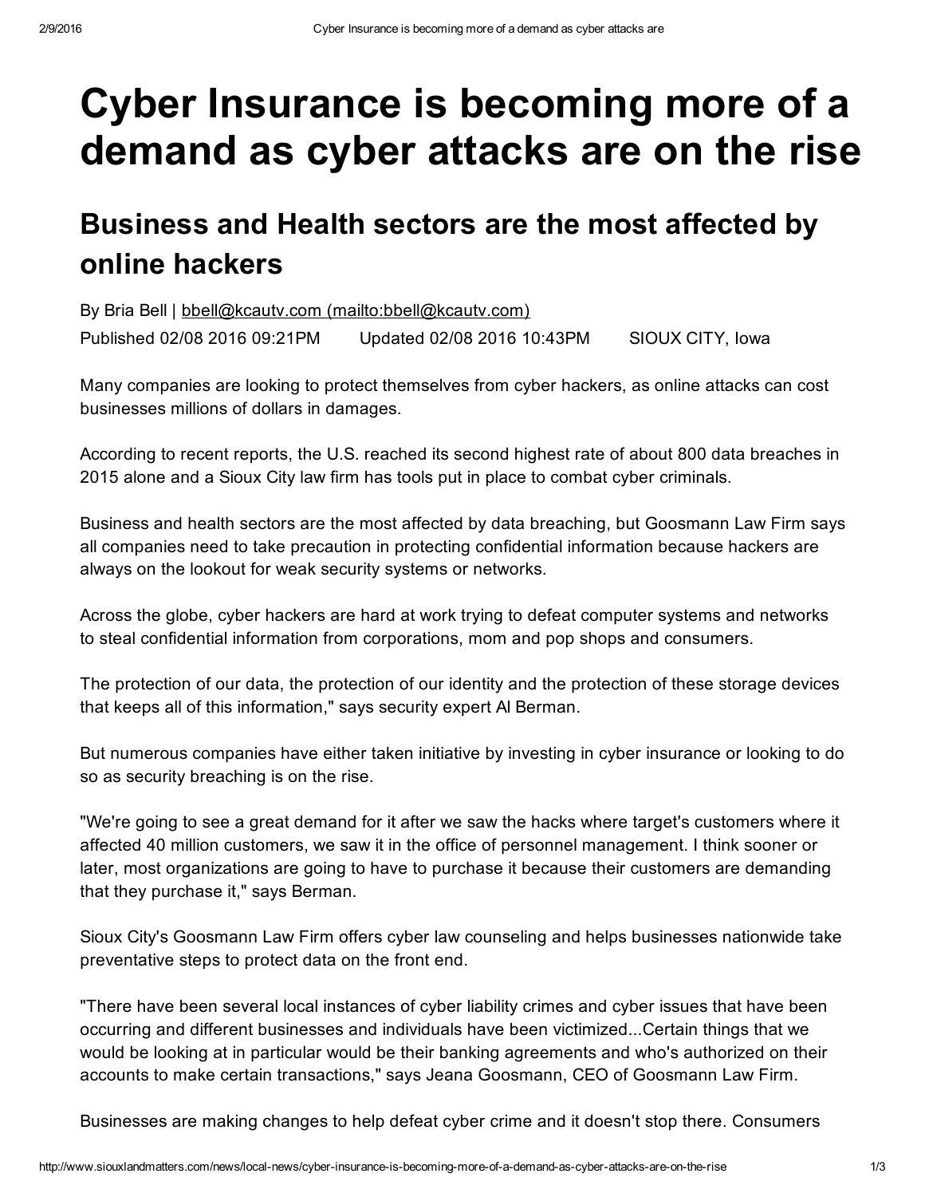# Cyber Insurance is becoming more of a demand as cyber attacks are on the rise

## Business and Health sectors are the most affected by online hackers

By Bria Bell | bbell@kcautv.com (mailto:bbell@kcautv.com)

Published 02/08 2016 09:21PM Updated 02/08 2016 10:43PM SIOUX CITY, Iowa

Many companies are looking to protect themselves from cyber hackers, as online attacks can cost businesses millions of dollars in damages.

According to recent reports, the U.S. reached its second highest rate of about 800 data breaches in 2015 alone and a Sioux City law firm has tools put in place to combat cyber criminals.

Business and health sectors are the most affected by data breaching, but Goosmann Law Firm says all companies need to take precaution in protecting confidential information because hackers are always on the lookout for weak security systems or networks.

Across the globe, cyber hackers are hard at work trying to defeat computer systems and networks to steal confidential information from corporations, mom and pop shops and consumers.

The protection of our data, the protection of our identity and the protection of these storage devices that keeps all of this information," says security expert Al Berman.

But numerous companies have either taken initiative by investing in cyber insurance or looking to do so as security breaching is on the rise.

"We're going to see a great demand for it after we saw the hacks where target's customers where it affected 40 million customers, we saw it in the office of personnel management. I think sooner or later, most organizations are going to have to purchase it because their customers are demanding that they purchase it," says Berman.

Sioux City's Goosmann Law Firm offers cyber law counseling and helps businesses nationwide take preventative steps to protect data on the front end.

"There have been several local instances of cyber liability crimes and cyber issues that have been occurring and different businesses and individuals have been victimized...Certain things that we would be looking at in particular would be their banking agreements and who's authorized on their accounts to make certain transactions," says Jeana Goosmann, CEO of Goosmann Law Firm.

Businesses are making changes to help defeat cyber crime and it doesn't stop there. Consumers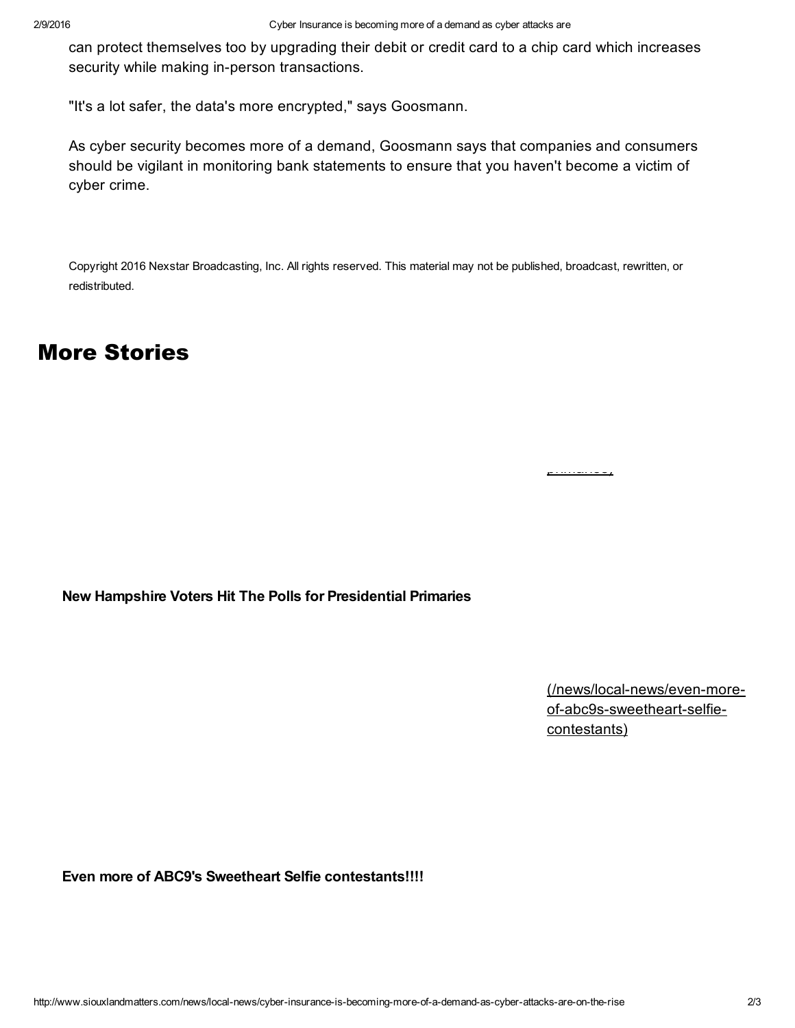can protect themselves too by upgrading their debit or credit card to a chip card which increases security while making in-person transactions.

"It's a lot safer, the data's more encrypted," says Goosmann.

As cyber security becomes more of a demand, Goosmann says that companies and consumers should be vigilant in monitoring bank statements to ensure that you haven't become a victim of cyber crime.

Copyright 2016 Nexstar Broadcasting, Inc. All rights reserved. This material may not be published, broadcast, rewritten, or redistributed.

# More Stories

primaries)

**New Hampshire Voters Hit The Polls for Presidential Primaries**

(/news/local-news/even-more-of-abc9s-sweetheart-selfie-contestants)

**Even more of ABC9's Sweetheart Selfie contestants!!!!**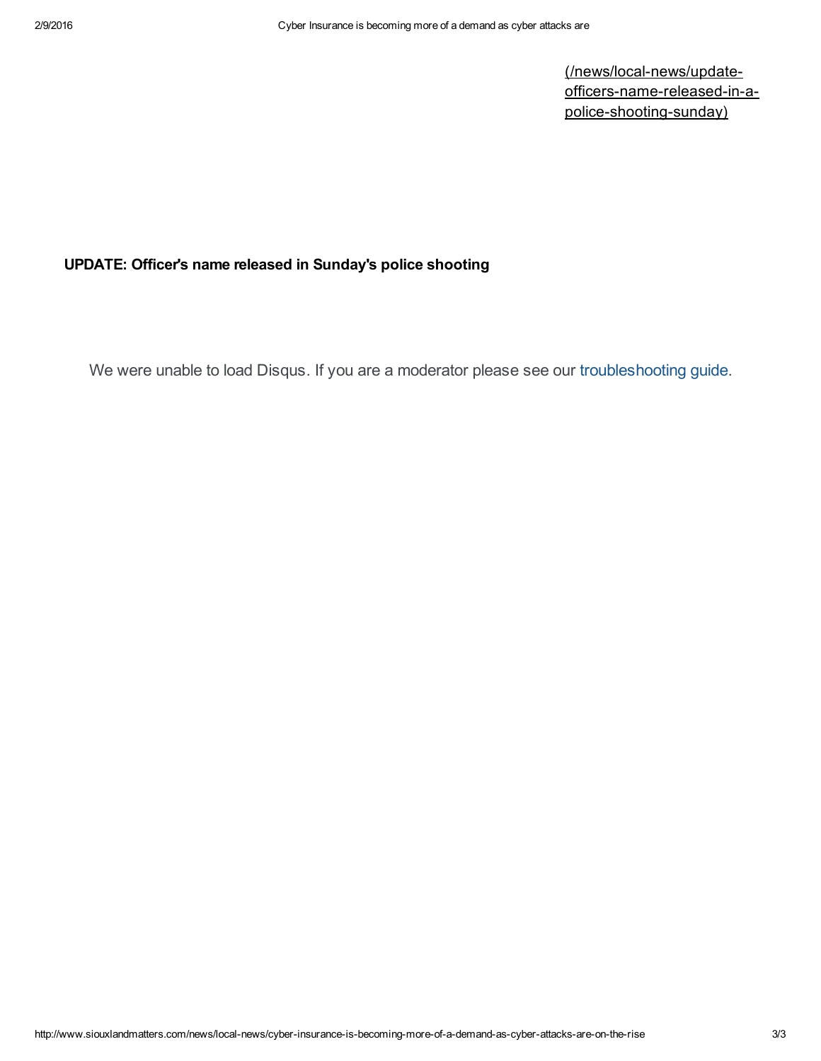(/news/local-news/update-officers-name-released-in-a-police-shooting-sunday)

**UPDATE: Officer's name released in Sunday's police shooting**

We were unable to load Disqus. If you are a moderator please see our troubleshooting guide.